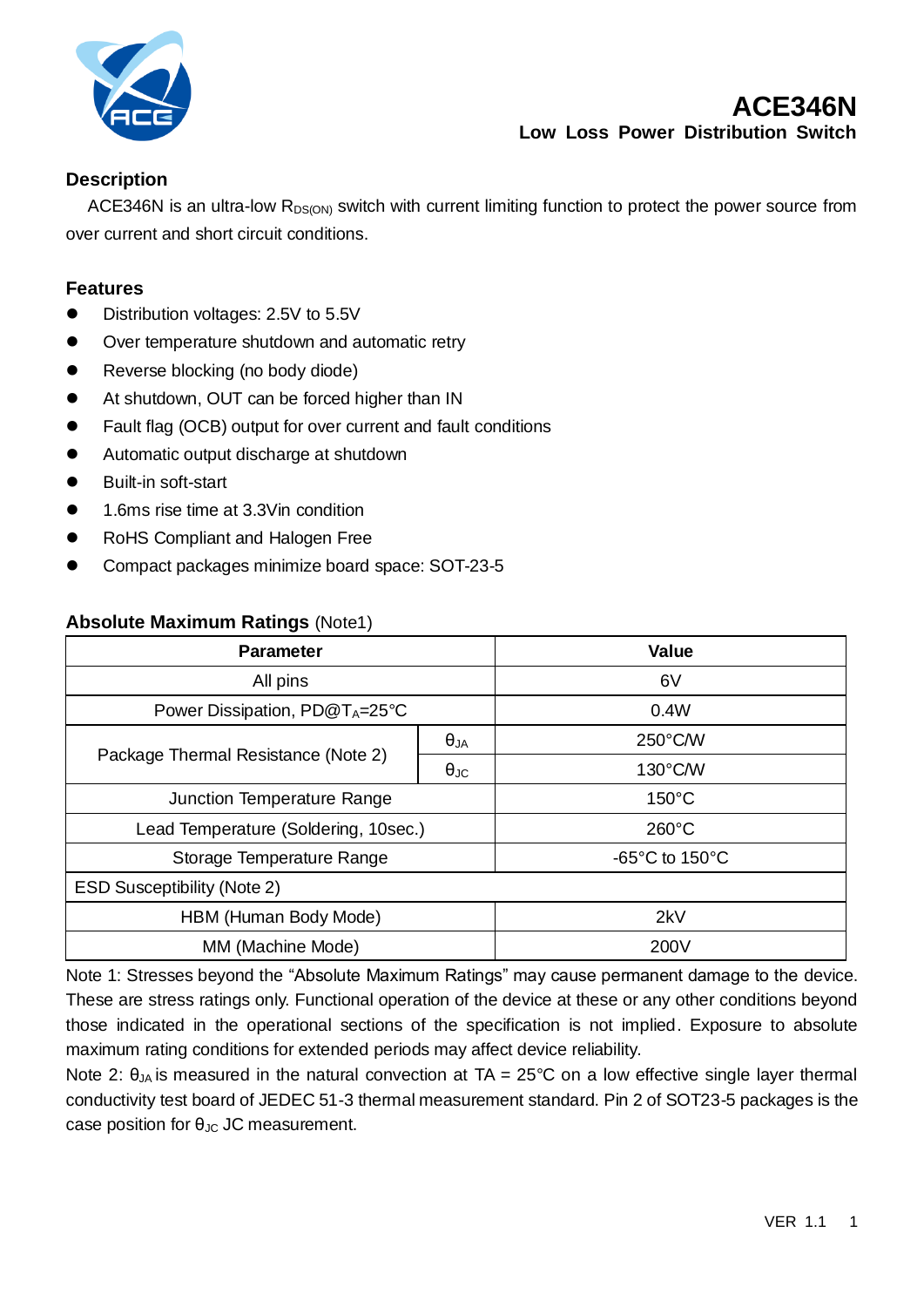# ACE346N

## Low Loss Power Distribution Switch

### Description

ACE346N is an ultra-low $R_{DS(ON)}$ switch with current limiting function to protect the power source from over current and short circuit conditions.

### Features

- Distribution voltages: 2.5V to 5.5V
- Over temperature shutdown and automatic retry
- Reverse blocking (no body diode)
- At shutdown, OUT can be forced higher than IN
- Fault flag (OCB) output for over current and fault conditions
- Automatic output discharge at shutdown
- Built-in soft-start
- 1.6ms rise time at 3.3Vin condition
- RoHS Compliant and Halogen Free
- Compact packages minimize board space: SOT-23-5

### Absolute Maximum Ratings (Note1)

| Parameter | | Value |
|---|---|---|
| All pins | | 6V |
| Power Dissipation, PD@$T_A$=25°C | | 0.4W |
| Package Thermal Resistance (Note 2) | $\theta_{JA}$ | 250°C/W |
| | $\theta_{JC}$ | 130°C/W |
| Junction Temperature Range | | 150°C |
| Lead Temperature (Soldering, 10sec.) | | 260°C |
| Storage Temperature Range | | -65°C to 150°C |
| ESD Susceptibility (Note 2) | | |
| HBM (Human Body Mode) | | 2kV |
| MM (Machine Mode) | | 200V |

Note 1: Stresses beyond the "Absolute Maximum Ratings" may cause permanent damage to the device. These are stress ratings only. Functional operation of the device at these or any other conditions beyond those indicated in the operational sections of the specification is not implied. Exposure to absolute maximum rating conditions for extended periods may affect device reliability.

Note 2: $\theta_{JA}$ is measured in the natural convection at TA = 25°C on a low effective single layer thermal conductivity test board of JEDEC 51-3 thermal measurement standard. Pin 2 of SOT23-5 packages is the case position for $\theta_{JC}$ JC measurement.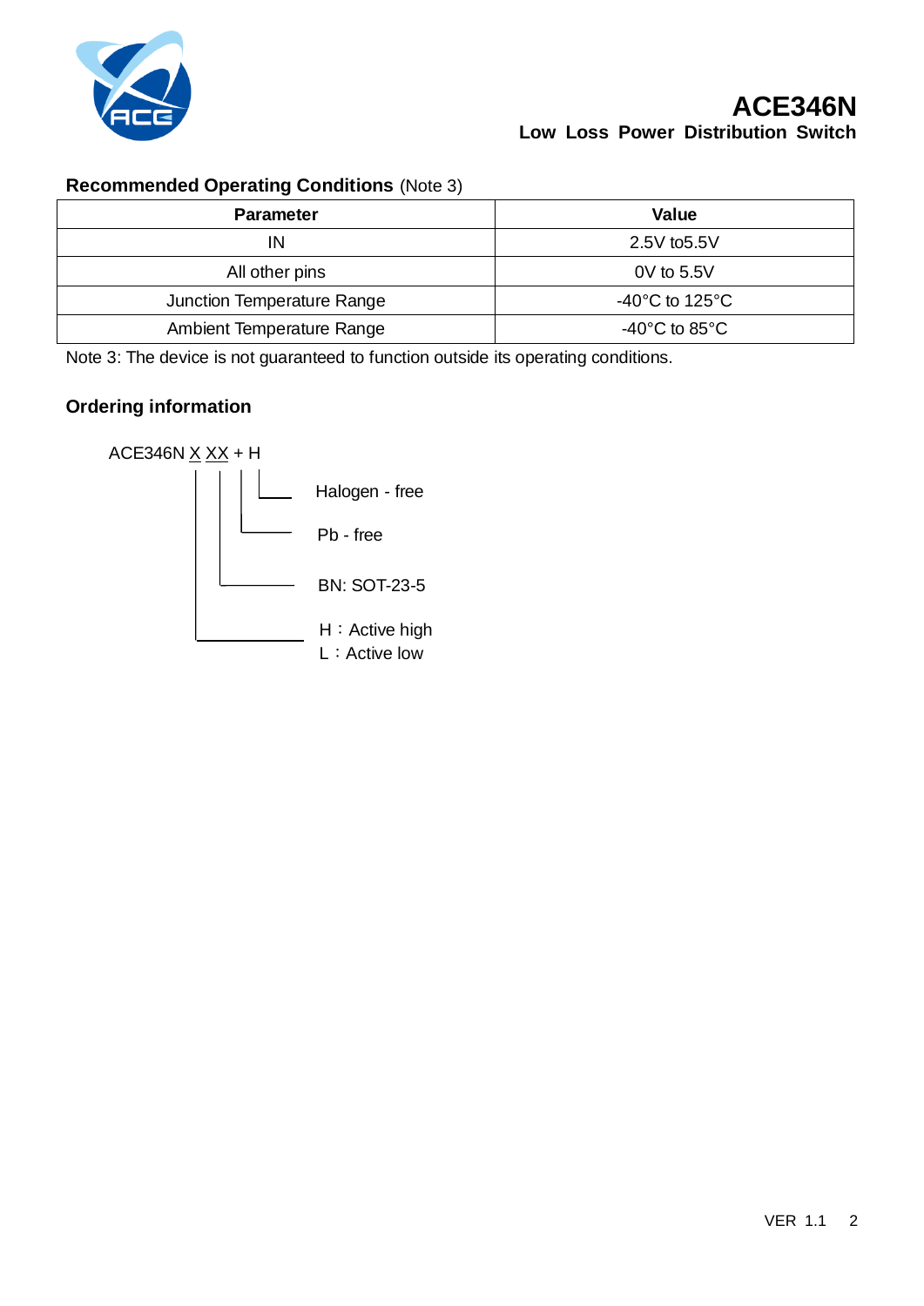## Recommended Operating Conditions (Note 3)

| Parameter | Value |
|---|---|
| IN | 2.5V to5.5V |
| All other pins | 0V to 5.5V |
| Junction Temperature Range | -40°C to 125°C |
| Ambient Temperature Range | -40°C to 85°C |

Note 3: The device is not guaranteed to function outside its operating conditions.

## Ordering information

ACE346N X XX + H

- H (last): Halogen - free
- +: Pb - free
- XX: BN: SOT-23-5
- X: H：Active high, L：Active low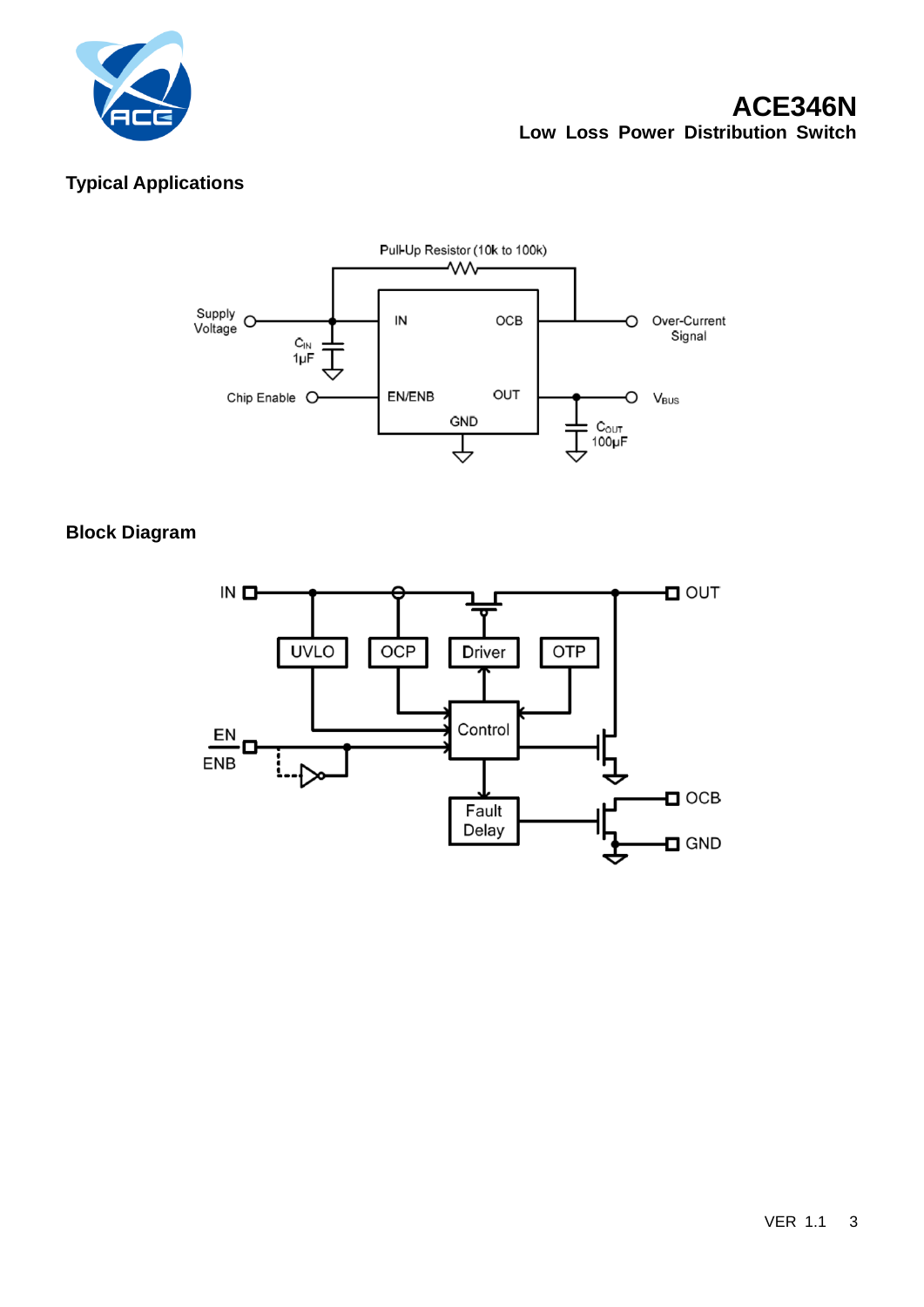## Typical Applications

## Block Diagram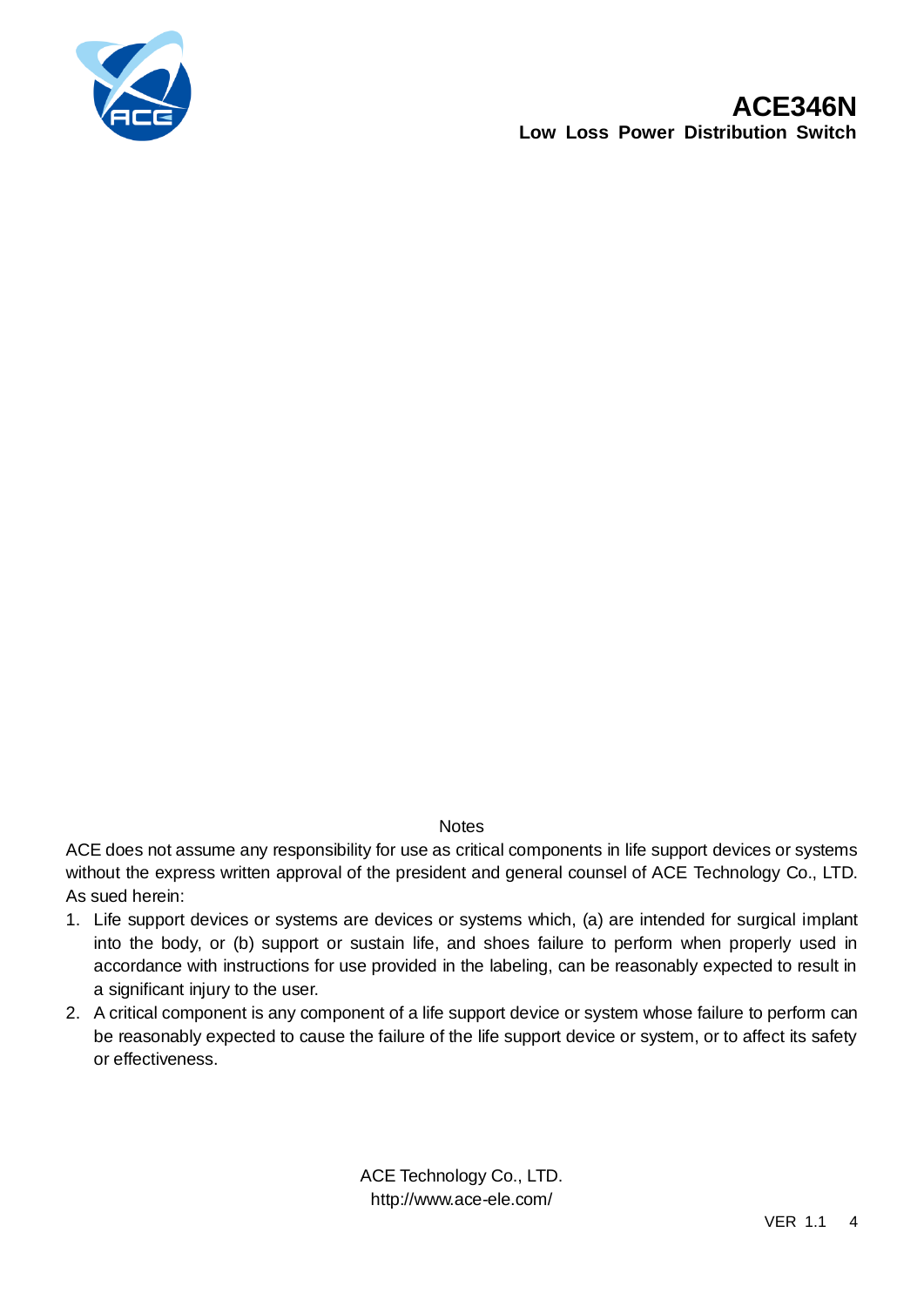## Notes

ACE does not assume any responsibility for use as critical components in life support devices or systems without the express written approval of the president and general counsel of ACE Technology Co., LTD. As sued herein:

1. Life support devices or systems are devices or systems which, (a) are intended for surgical implant into the body, or (b) support or sustain life, and shoes failure to perform when properly used in accordance with instructions for use provided in the labeling, can be reasonably expected to result in a significant injury to the user.
2. A critical component is any component of a life support device or system whose failure to perform can be reasonably expected to cause the failure of the life support device or system, or to affect its safety or effectiveness.

ACE Technology Co., LTD.
http://www.ace-ele.com/